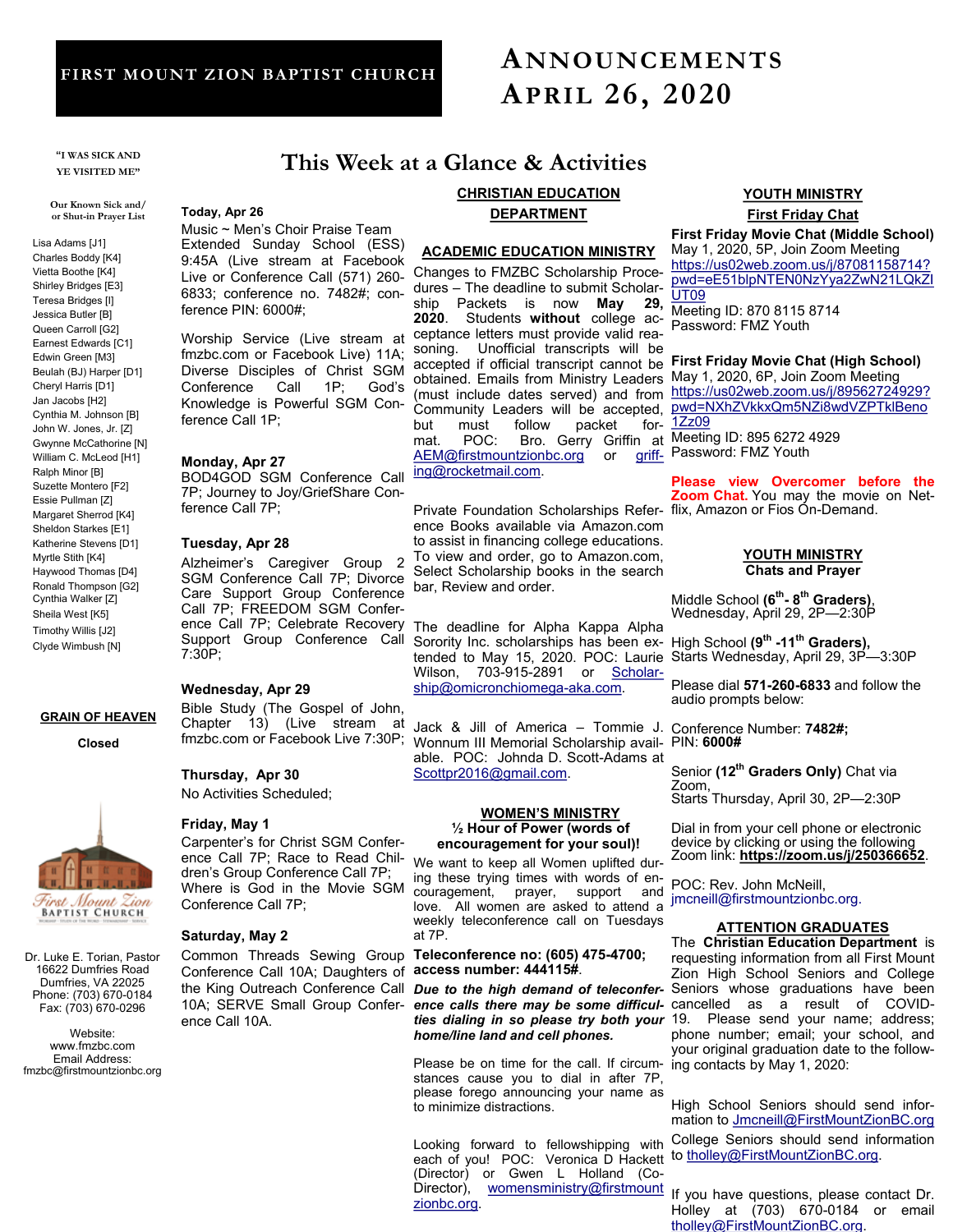# FIRST MOUNT ZION BAPTIST CHURCH

# ANNOUNCEMENTS APRIL 26, 2020

"I WAS SICK AND YE VISITED ME"

Our Known Sick and/ or Shut-in Prayer List

Lisa Adams [J1]
Charles Boddy [K4]
Vietta Boothe [K4]
Shirley Bridges [E3]
Teresa Bridges [I]
Jessica Butler [B]
Queen Carroll [G2]
Earnest Edwards [C1]
Edwin Green [M3]
Beulah (BJ) Harper [D1]
Cheryl Harris [D1]
Jan Jacobs [H2]
Cynthia M. Johnson [B]
John W. Jones, Jr. [Z]
Gwynne McCathorine [N]
William C. McLeod [H1]
Ralph Minor [B]
Suzette Montero [F2]
Essie Pullman [Z]
Margaret Sherrod [K4]
Sheldon Starkes [E1]
Katherine Stevens [D1]
Myrtle Stith [K4]
Haywood Thomas [D4]
Ronald Thompson [G2]
Cynthia Walker [Z]
Sheila West [K5]
Timothy Willis [J2]
Clyde Wimbush [N]

**GRAIN OF HEAVEN**

**Closed**

Dr. Luke E. Torian, Pastor
16622 Dumfries Road
Dumfries, VA 22025
Phone: (703) 670-0184
Fax: (703) 670-0296

Website:
www.fmzbc.com
Email Address:
fmzbc@firstmountzionbc.org

## This Week at a Glance & Activities

**Today, Apr 26**
Music ~ Men's Choir Praise Team
Extended Sunday School (ESS) 9:45A (Live stream at Facebook Live or Conference Call (571) 260-6833; conference no. 7482#; conference PIN: 6000#;

Worship Service (Live stream at fmzbc.com or Facebook Live) 11A; Diverse Disciples of Christ SGM Conference Call 1P; God's Knowledge is Powerful SGM Conference Call 1P;

**Monday, Apr 27**
BOD4GOD SGM Conference Call 7P; Journey to Joy/GriefShare Conference Call 7P;

**Tuesday, Apr 28**
Alzheimer's Caregiver Group 2 SGM Conference Call 7P; Divorce Care Support Group Conference Call 7P; FREEDOM SGM Conference Call 7P; Celebrate Recovery Support Group Conference Call 7:30P;

**Wednesday, Apr 29**
Bible Study (The Gospel of John, Chapter 13) (Live stream at fmzbc.com or Facebook Live 7:30P;

**Thursday, Apr 30**
No Activities Scheduled;

**Friday, May 1**
Carpenter's for Christ SGM Conference Call 7P; Race to Read Children's Group Conference Call 7P; Where is God in the Movie SGM Conference Call 7P;

**Saturday, May 2**
Common Threads Sewing Group Conference Call 10A; Daughters of the King Outreach Conference Call 10A; SERVE Small Group Conference Call 10A.

### CHRISTIAN EDUCATION DEPARTMENT

**ACADEMIC EDUCATION MINISTRY**

Changes to FMZBC Scholarship Procedures – The deadline to submit Scholarship Packets is now **May 29, 2020**. Students **without** college acceptance letters must provide valid reasoning. Unofficial transcripts will be accepted if official transcript cannot be obtained. Emails from Ministry Leaders (must include dates served) and from Community Leaders will be accepted, but must follow packet format. POC: Bro. Gerry Griffin at AEM@firstmountzionbc.org or griffing@rocketmail.com.

Private Foundation Scholarships Reference Books available via Amazon.com to assist in financing college educations. To view and order, go to Amazon.com, Select Scholarship books in the search bar, Review and order.

The deadline for Alpha Kappa Alpha Sorority Inc. scholarships has been extended to May 15, 2020. POC: Laurie Wilson, 703-915-2891 or Scholarship@omicronchiomega-aka.com.

Jack & Jill of America – Tommie J. Wonnum III Memorial Scholarship available. POC: Johnda D. Scott-Adams at Scottpr2016@gmail.com.

### WOMEN'S MINISTRY

**½ Hour of Power (words of encouragement for your soul)!**

We want to keep all Women uplifted during these trying times with words of encouragement, prayer, support and love. All women are asked to attend a weekly teleconference call on Tuesdays at 7P.

**Teleconference no: (605) 475-4700; access number: 444115#.**

***Due to the high demand of teleconference calls there may be some difficulties dialing in so please try both your home/line land and cell phones.***

Please be on time for the call. If circumstances cause you to dial in after 7P, please forego announcing your name as to minimize distractions.

Looking forward to fellowshipping with each of you! POC: Veronica D Hackett (Director) or Gwen L Holland (Co-Director), womensministry@firstmountzionbc.org.

### YOUTH MINISTRY

**First Friday Chat**

**First Friday Movie Chat (Middle School)**
May 1, 2020, 5P, Join Zoom Meeting
https://us02web.zoom.us/j/87081158714?pwd=eE51blpNTEN0NzYya2ZwN21LQkZIUT09
Meeting ID: 870 8115 8714
Password: FMZ Youth

**First Friday Movie Chat (High School)**
May 1, 2020, 6P, Join Zoom Meeting
https://us02web.zoom.us/j/89562724929?pwd=NXhZVkkxQm5NZi8wdVZPTklBeno1Zz09
Meeting ID: 895 6272 4929
Password: FMZ Youth

**Please view Overcomer before the Zoom Chat.** You may the movie on Netflix, Amazon or Fios On-Demand.

### YOUTH MINISTRY

**Chats and Prayer**

Middle School **(6th - 8th Graders)**, Wednesday, April 29, 2P—2:30P

High School **(9th -11th Graders),** Starts Wednesday, April 29, 3P—3:30P

Please dial **571-260-6833** and follow the audio prompts below:

Conference Number: **7482#;**
PIN: **6000#**

Senior **(12th Graders Only)** Chat via Zoom,
Starts Thursday, April 30, 2P—2:30P

Dial in from your cell phone or electronic device by clicking or using the following Zoom link: **https://zoom.us/j/250366652**.

POC: Rev. John McNeill, jmcneill@firstmountzionbc.org.

### ATTENTION GRADUATES

The **Christian Education Department** is requesting information from all First Mount Zion High School Seniors and College Seniors whose graduations have been cancelled as a result of COVID-19. Please send your name; address; phone number; email; your school, and your original graduation date to the following contacts by May 1, 2020:

High School Seniors should send information to Jmcneill@FirstMountZionBC.org
College Seniors should send information to tholley@FirstMountZionBC.org.

If you have questions, please contact Dr. Holley at (703) 670-0184 or email tholley@FirstMountZionBC.org.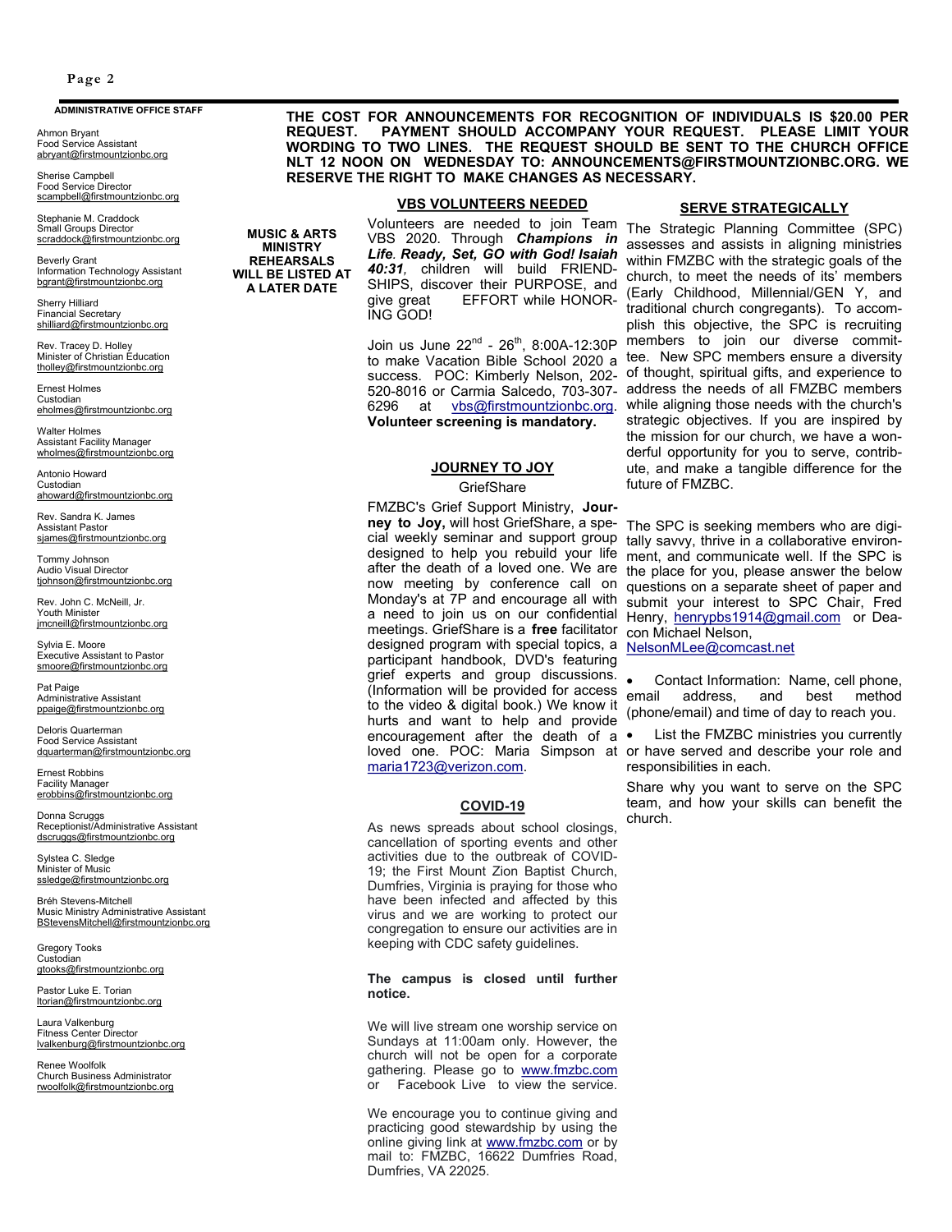**ADMINISTRATIVE OFFICE STAFF**

Ahmon Bryant
Food Service Assistant
abryant@firstmountzionbc.org

Sherise Campbell
Food Service Director
scampbell@firstmountzionbc.org

Stephanie M. Craddock
Small Groups Director
scraddock@firstmountzionbc.org

Beverly Grant
Information Technology Assistant
bgrant@firstmountzionbc.org

Sherry Hilliard
Financial Secretary
shilliard@firstmountzionbc.org

Rev. Tracey D. Holley
Minister of Christian Education
tholley@firstmountzionbc.org

Ernest Holmes
Custodian
eholmes@firstmountzionbc.org

Walter Holmes
Assistant Facility Manager
wholmes@firstmountzionbc.org

Antonio Howard
Custodian
ahoward@firstmountzionbc.org

Rev. Sandra K. James
Assistant Pastor
sjames@firstmountzionbc.org

Tommy Johnson
Audio Visual Director
tjohnson@firstmountzionbc.org

Rev. John C. McNeill, Jr.
Youth Minister
jmcneill@firstmountzionbc.org

Sylvia E. Moore
Executive Assistant to Pastor
smoore@firstmountzionbc.org

Pat Paige
Administrative Assistant
ppaige@firstmountzionbc.org

Deloris Quarterman
Food Service Assistant
dquarterman@firstmountzionbc.org

Ernest Robbins
Facility Manager
erobbins@firstmountzionbc.org

Donna Scruggs
Receptionist/Administrative Assistant
dscruggs@firstmountzionbc.org

Sylstea C. Sledge
Minister of Music
ssledge@firstmountzionbc.org

Bréh Stevens-Mitchell
Music Ministry Administrative Assistant
BStevensMitchell@firstmountzionbc.org

Gregory Tooks
Custodian
gtooks@firstmountzionbc.org

Pastor Luke E. Torian
ltorian@firstmountzionbc.org

Laura Valkenburg
Fitness Center Director
lvalkenburg@firstmountzionbc.org

Renee Woolfolk
Church Business Administrator
rwoolfolk@firstmountzionbc.org

**THE COST FOR ANNOUNCEMENTS FOR RECOGNITION OF INDIVIDUALS IS $20.00 PER REQUEST. PAYMENT SHOULD ACCOMPANY YOUR REQUEST. PLEASE LIMIT YOUR WORDING TO TWO LINES. THE REQUEST SHOULD BE SENT TO THE CHURCH OFFICE NLT 12 NOON ON WEDNESDAY TO: ANNOUNCEMENTS@FIRSTMOUNTZIONBC.ORG. WE RESERVE THE RIGHT TO MAKE CHANGES AS NECESSARY.**

**MUSIC & ARTS MINISTRY REHEARSALS WILL BE LISTED AT A LATER DATE**

## VBS VOLUNTEERS NEEDED

Volunteers are needed to join Team VBS 2020. Through ***Champions in Life. Ready, Set, GO with God! Isaiah 40:31,*** children will build FRIENDSHIPS, discover their PURPOSE, and give great EFFORT while HONORING GOD!

Join us June 22nd - 26th, 8:00A-12:30P to make Vacation Bible School 2020 a success. POC: Kimberly Nelson, 202-520-8016 or Carmia Salcedo, 703-307-6296 at vbs@firstmountzionbc.org. **Volunteer screening is mandatory.**

## JOURNEY TO JOY

GriefShare

FMZBC's Grief Support Ministry, **Journey to Joy,** will host GriefShare, a special weekly seminar and support group designed to help you rebuild your life after the death of a loved one. We are now meeting by conference call on Monday's at 7P and encourage all with a need to join us on our confidential meetings. GriefShare is a **free** facilitator designed program with special topics, a participant handbook, DVD's featuring grief experts and group discussions. (Information will be provided for access to the video & digital book.) We know it hurts and want to help and provide encouragement after the death of a loved one. POC: Maria Simpson at maria1723@verizon.com.

## COVID-19

As news spreads about school closings, cancellation of sporting events and other activities due to the outbreak of COVID-19; the First Mount Zion Baptist Church, Dumfries, Virginia is praying for those who have been infected and affected by this virus and we are working to protect our congregation to ensure our activities are in keeping with CDC safety guidelines.

**The campus is closed until further notice.**

We will live stream one worship service on Sundays at 11:00am only. However, the church will not be open for a corporate gathering. Please go to www.fmzbc.com or Facebook Live to view the service.

We encourage you to continue giving and practicing good stewardship by using the online giving link at www.fmzbc.com or by mail to: FMZBC, 16622 Dumfries Road, Dumfries, VA 22025.

## SERVE STRATEGICALLY

The Strategic Planning Committee (SPC) assesses and assists in aligning ministries within FMZBC with the strategic goals of the church, to meet the needs of its' members (Early Childhood, Millennial/GEN Y, and traditional church congregants). To accomplish this objective, the SPC is recruiting members to join our diverse committee. New SPC members ensure a diversity of thought, spiritual gifts, and experience to address the needs of all FMZBC members while aligning those needs with the church's strategic objectives. If you are inspired by the mission for our church, we have a wonderful opportunity for you to serve, contribute, and make a tangible difference for the future of FMZBC.

The SPC is seeking members who are digitally savvy, thrive in a collaborative environment, and communicate well. If the SPC is the place for you, please answer the below questions on a separate sheet of paper and submit your interest to SPC Chair, Fred Henry, henrypbs1914@gmail.com or Deacon Michael Nelson, NelsonMLee@comcast.net

- Contact Information: Name, cell phone, email address, and best method (phone/email) and time of day to reach you.
- List the FMZBC ministries you currently or have served and describe your role and responsibilities in each.

Share why you want to serve on the SPC team, and how your skills can benefit the church.